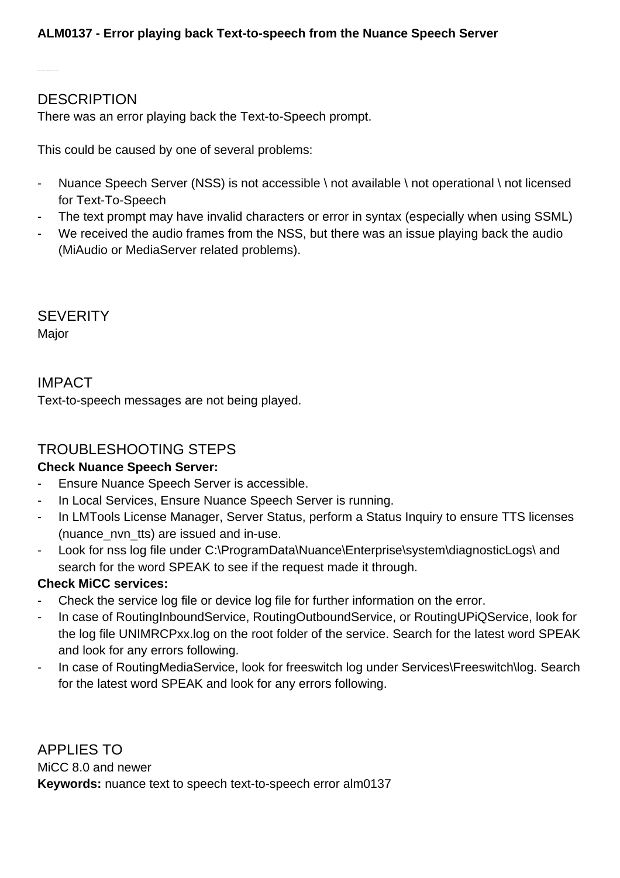# ALM0137 - Error playing back Text-to-speech from the Nuance Speech Server

## DESCRIPTION

There was an error playing back the Text-to-Speech prompt.

This could be caused by one of several problems:

- Nuance Speech Server (NSS) is not accessible \ not available \ not operational \ not licensed for Text-To-Speech
- The text prompt may have invalid characters or error in syntax (especially when using SSML)
- We received the audio frames from the NSS, but there was an issue playing back the audio (MiAudio or MediaServer related problems).

## SEVERITY

Major

## IMPACT

Text-to-speech messages are not being played.

## TROUBLESHOOTING STEPS

**Check Nuance Speech Server:**

- Ensure Nuance Speech Server is accessible.
- In Local Services, Ensure Nuance Speech Server is running.
- In LMTools License Manager, Server Status, perform a Status Inquiry to ensure TTS licenses (nuance_nvn_tts) are issued and in-use.
- Look for nss log file under C:\ProgramData\Nuance\Enterprise\system\diagnosticLogs\ and search for the word SPEAK to see if the request made it through.

**Check MiCC services:**

- Check the service log file or device log file for further information on the error.
- In case of RoutingInboundService, RoutingOutboundService, or RoutingUPiQService, look for the log file UNIMRCPxx.log on the root folder of the service. Search for the latest word SPEAK and look for any errors following.
- In case of RoutingMediaService, look for freeswitch log under Services\Freeswitch\log. Search for the latest word SPEAK and look for any errors following.

## APPLIES TO

MiCC 8.0 and newer

**Keywords:** nuance text to speech text-to-speech error alm0137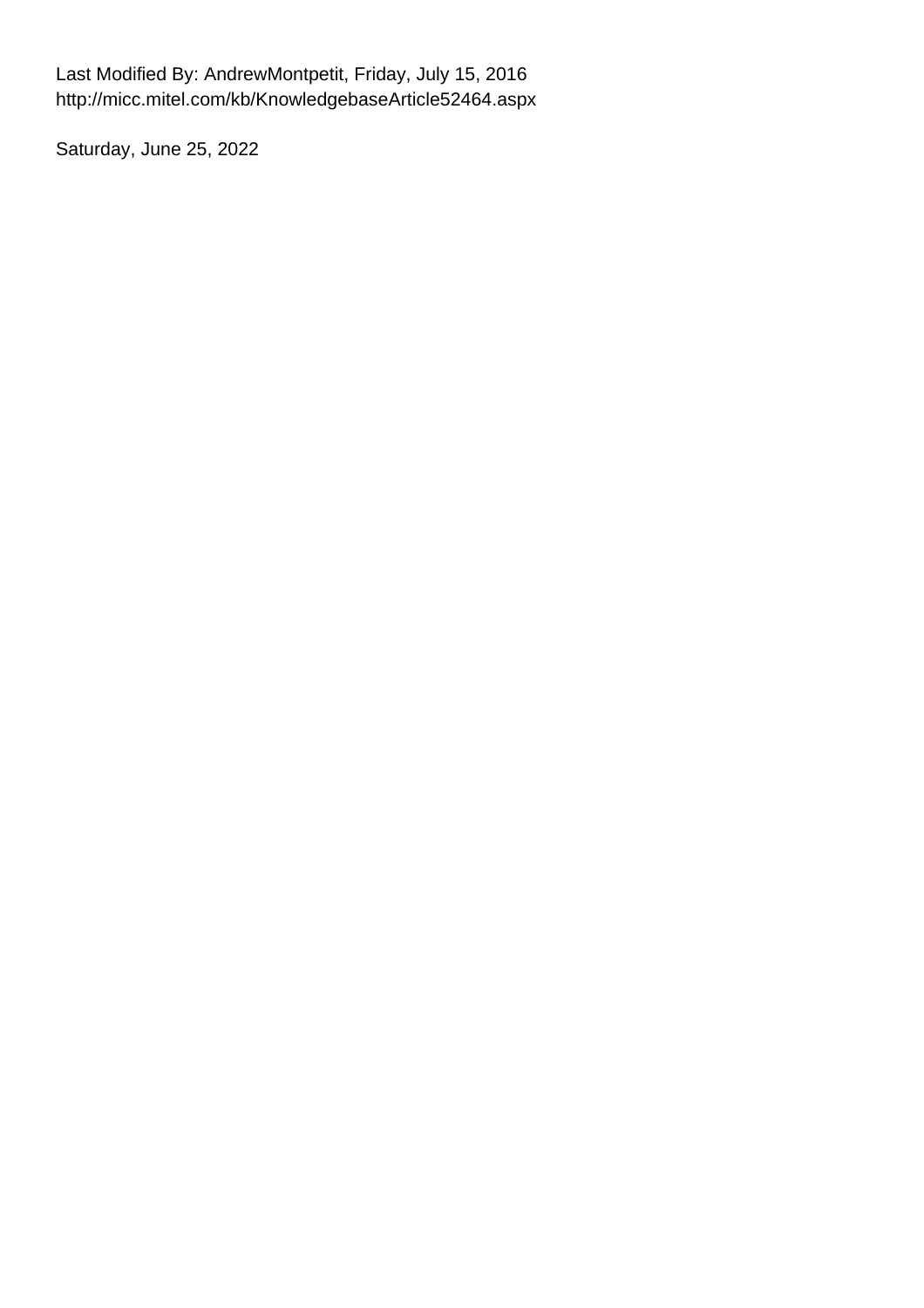Last Modified By: AndrewMontpetit, Friday, July 15, 2016
http://micc.mitel.com/kb/KnowledgebaseArticle52464.aspx

Saturday, June 25, 2022